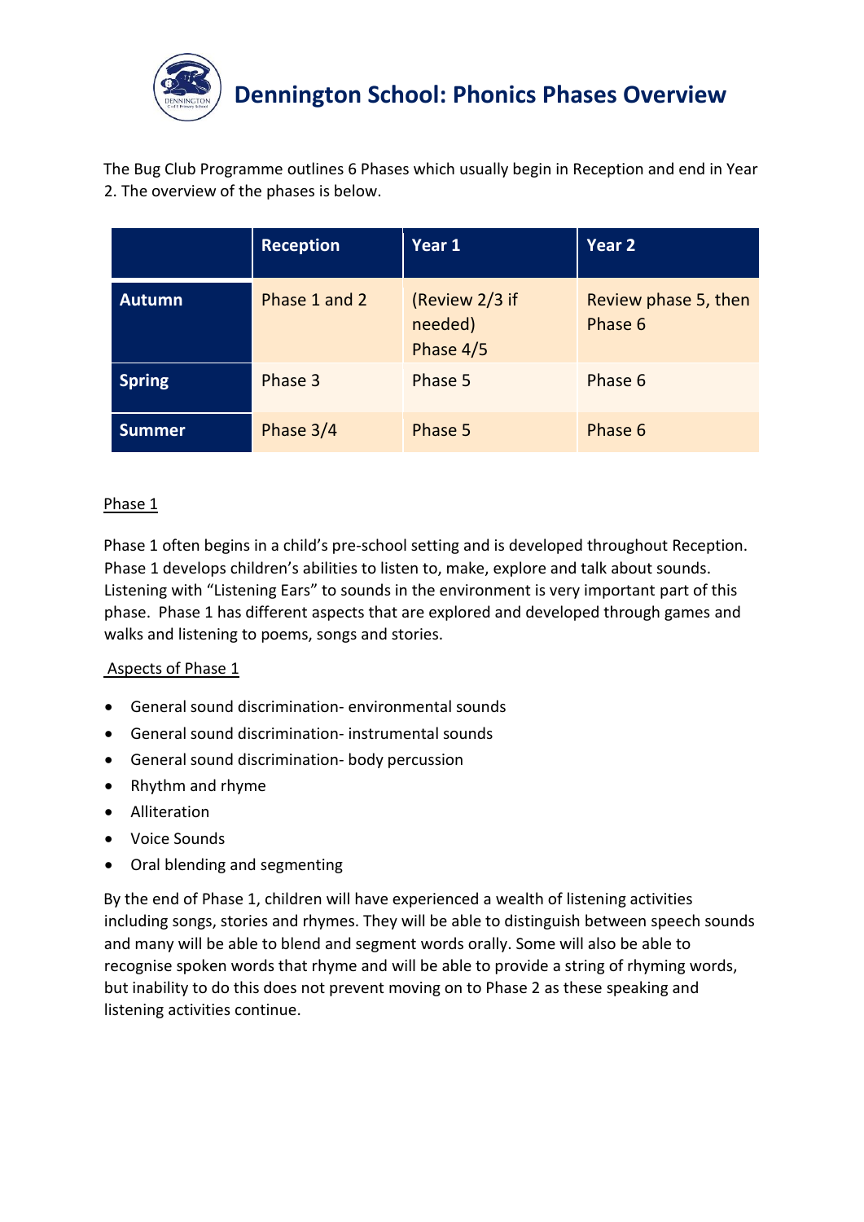# Dennington School: Phonics Phases Overview

The Bug Club Programme outlines 6 Phases which usually begin in Reception and end in Year 2. The overview of the phases is below.

| | Reception | Year 1 | Year 2 |
|---|---|---|---|
| **Autumn** | Phase 1 and 2 | (Review 2/3 if needed) Phase 4/5 | Review phase 5, then Phase 6 |
| **Spring** | Phase 3 | Phase 5 | Phase 6 |
| **Summer** | Phase 3/4 | Phase 5 | Phase 6 |

Phase 1

Phase 1 often begins in a child's pre-school setting and is developed throughout Reception. Phase 1 develops children's abilities to listen to, make, explore and talk about sounds. Listening with "Listening Ears" to sounds in the environment is very important part of this phase. Phase 1 has different aspects that are explored and developed through games and walks and listening to poems, songs and stories.

Aspects of Phase 1

- General sound discrimination- environmental sounds
- General sound discrimination- instrumental sounds
- General sound discrimination- body percussion
- Rhythm and rhyme
- Alliteration
- Voice Sounds
- Oral blending and segmenting

By the end of Phase 1, children will have experienced a wealth of listening activities including songs, stories and rhymes. They will be able to distinguish between speech sounds and many will be able to blend and segment words orally. Some will also be able to recognise spoken words that rhyme and will be able to provide a string of rhyming words, but inability to do this does not prevent moving on to Phase 2 as these speaking and listening activities continue.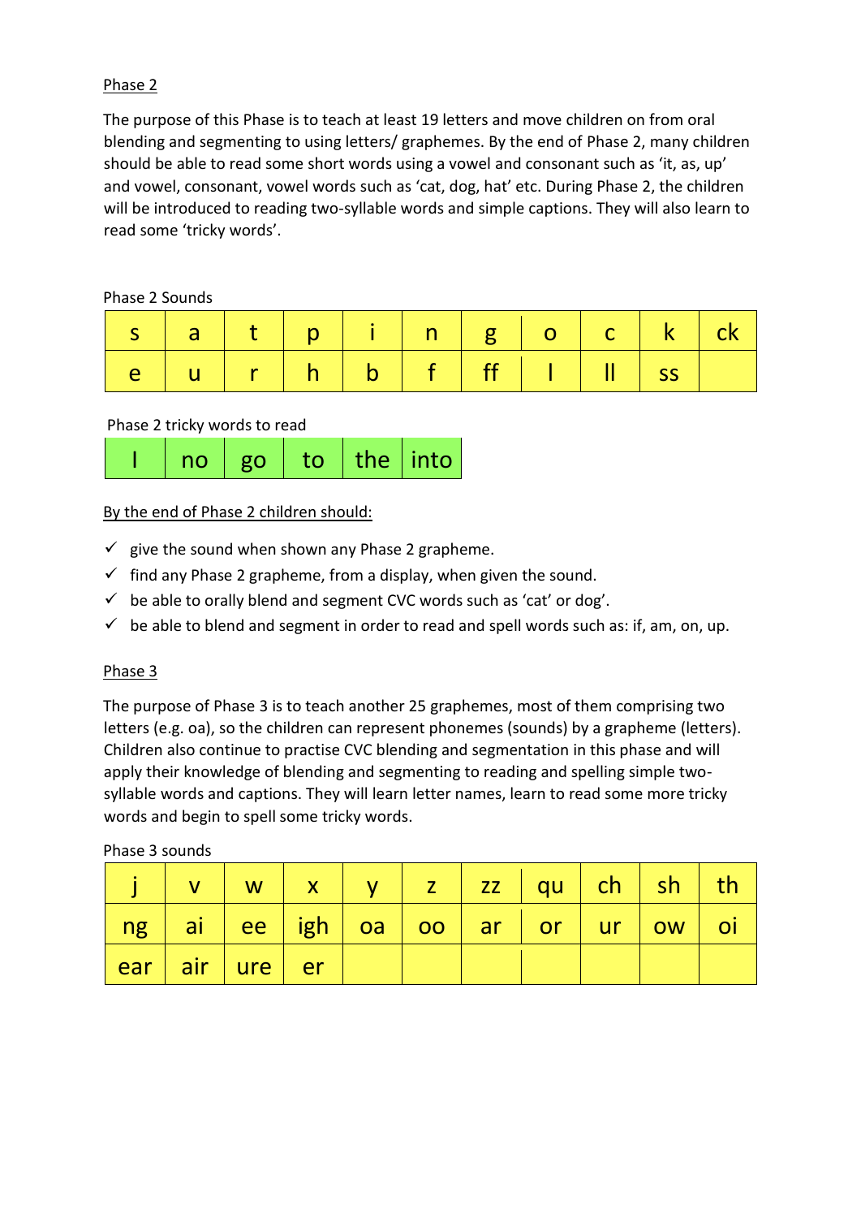Phase 2

The purpose of this Phase is to teach at least 19 letters and move children on from oral blending and segmenting to using letters/ graphemes. By the end of Phase 2, many children should be able to read some short words using a vowel and consonant such as 'it, as, up' and vowel, consonant, vowel words such as 'cat, dog, hat' etc. During Phase 2, the children will be introduced to reading two-syllable words and simple captions. They will also learn to read some 'tricky words'.

Phase 2 Sounds

| s | a | t | p | i | n | g | o | c | k | ck |
|---|---|---|---|---|---|---|---|---|---|---|
| e | u | r | h | b | f | ff | l | ll | ss | |

Phase 2 tricky words to read

| I | no | go | to | the | into |
|---|---|---|---|---|---|

By the end of Phase 2 children should:

- ✓ give the sound when shown any Phase 2 grapheme.
- ✓ find any Phase 2 grapheme, from a display, when given the sound.
- ✓ be able to orally blend and segment CVC words such as 'cat' or dog'.
- ✓ be able to blend and segment in order to read and spell words such as: if, am, on, up.

Phase 3

The purpose of Phase 3 is to teach another 25 graphemes, most of them comprising two letters (e.g. oa), so the children can represent phonemes (sounds) by a grapheme (letters). Children also continue to practise CVC blending and segmentation in this phase and will apply their knowledge of blending and segmenting to reading and spelling simple two-syllable words and captions. They will learn letter names, learn to read some more tricky words and begin to spell some tricky words.

Phase 3 sounds

| j | v | w | x | y | z | zz | qu | ch | sh | th |
|---|---|---|---|---|---|---|---|---|---|---|
| ng | ai | ee | igh | oa | oo | ar | or | ur | ow | oi |
| ear | air | ure | er | | | | | | | |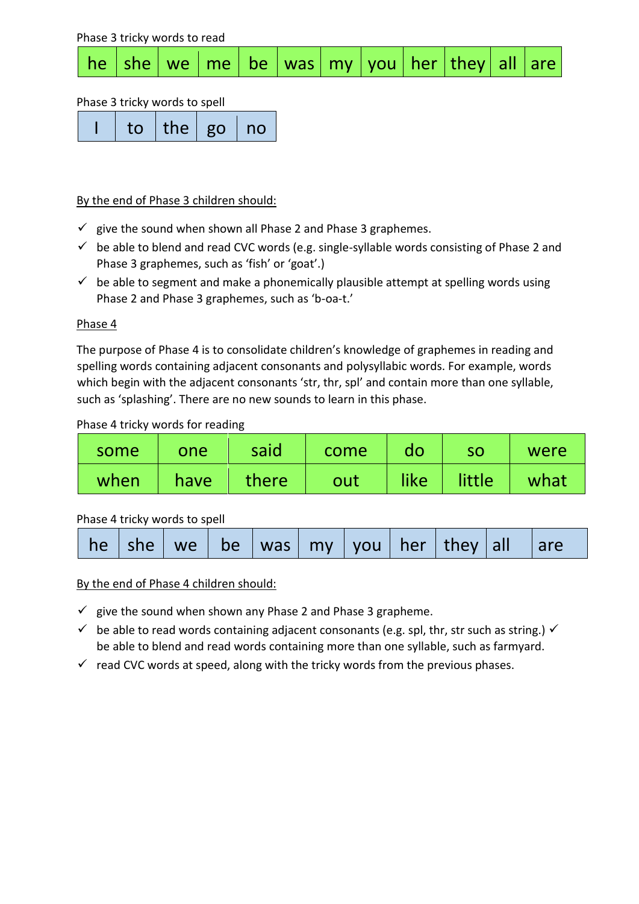Phase 3 tricky words to read

| he | she | we | me | be | was | my | you | her | they | all | are |
|---|---|---|---|---|---|---|---|---|---|---|---|

Phase 3 tricky words to spell

| I | to | the | go | no |
|---|---|---|---|---|

<u>By the end of Phase 3 children should:</u>

- ✓ give the sound when shown all Phase 2 and Phase 3 graphemes.
- ✓ be able to blend and read CVC words (e.g. single-syllable words consisting of Phase 2 and Phase 3 graphemes, such as 'fish' or 'goat'.)
- ✓ be able to segment and make a phonemically plausible attempt at spelling words using Phase 2 and Phase 3 graphemes, such as 'b-oa-t.'

<u>Phase 4</u>

The purpose of Phase 4 is to consolidate children's knowledge of graphemes in reading and spelling words containing adjacent consonants and polysyllabic words. For example, words which begin with the adjacent consonants 'str, thr, spl' and contain more than one syllable, such as 'splashing'. There are no new sounds to learn in this phase.

Phase 4 tricky words for reading

| some | one | said | come | do | so | were |
|---|---|---|---|---|---|---|
| when | have | there | out | like | little | what |

Phase 4 tricky words to spell

| he | she | we | be | was | my | you | her | they | all | are |
|---|---|---|---|---|---|---|---|---|---|---|

<u>By the end of Phase 4 children should:</u>

- ✓ give the sound when shown any Phase 2 and Phase 3 grapheme.
- ✓ be able to read words containing adjacent consonants (e.g. spl, thr, str such as string.) ✓ be able to blend and read words containing more than one syllable, such as farmyard.
- ✓ read CVC words at speed, along with the tricky words from the previous phases.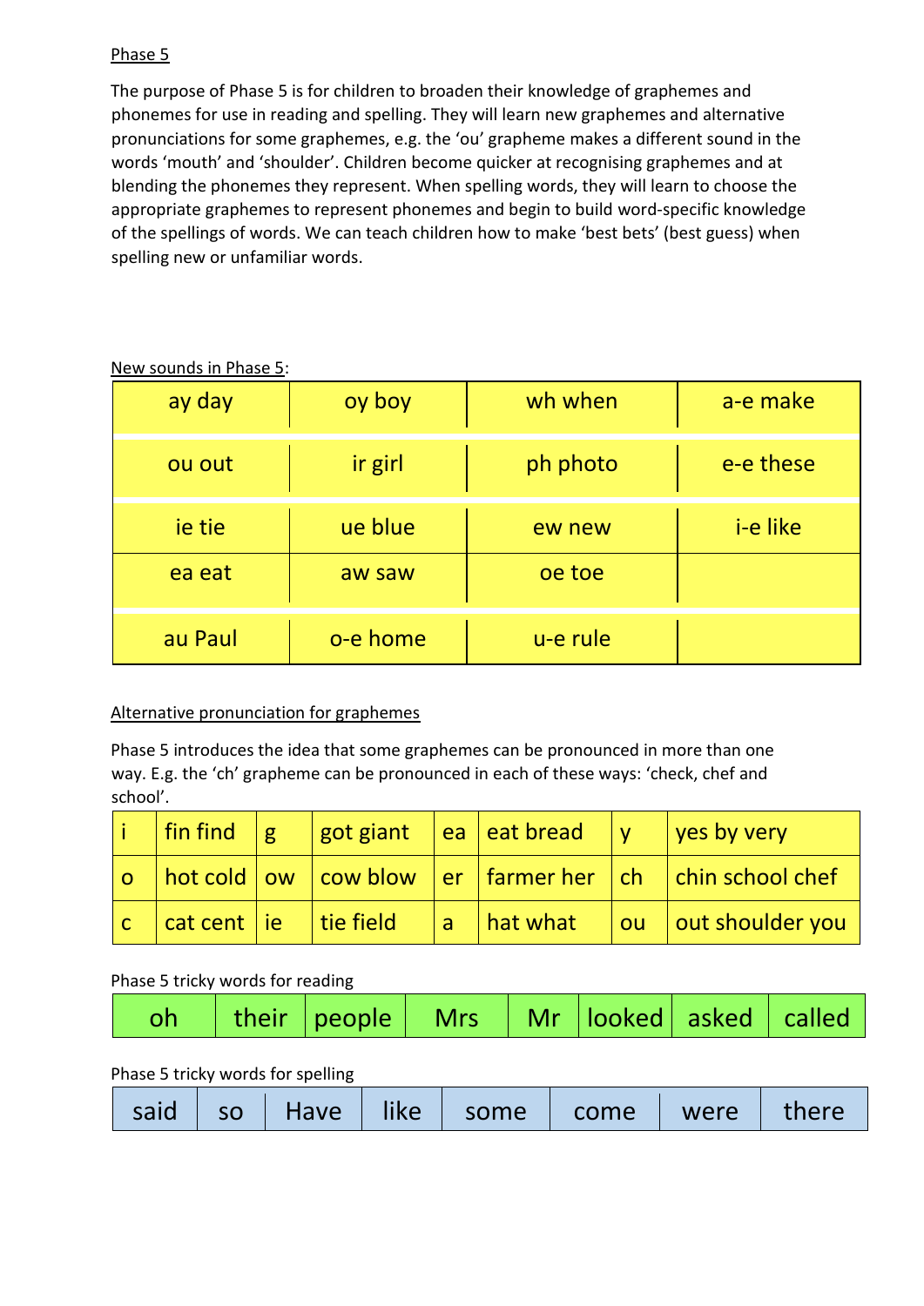## Phase 5

The purpose of Phase 5 is for children to broaden their knowledge of graphemes and phonemes for use in reading and spelling. They will learn new graphemes and alternative pronunciations for some graphemes, e.g. the 'ou' grapheme makes a different sound in the words 'mouth' and 'shoulder'. Children become quicker at recognising graphemes and at blending the phonemes they represent. When spelling words, they will learn to choose the appropriate graphemes to represent phonemes and begin to build word-specific knowledge of the spellings of words. We can teach children how to make 'best bets' (best guess) when spelling new or unfamiliar words.

New sounds in Phase 5:

| | | | |
|---|---|---|---|
| ay day | oy boy | wh when | a-e make |
| ou out | ir girl | ph photo | e-e these |
| ie tie | ue blue | ew new | i-e like |
| ea eat | aw saw | oe toe | |
| au Paul | o-e home | u-e rule | |

Alternative pronunciation for graphemes

Phase 5 introduces the idea that some graphemes can be pronounced in more than one way. E.g. the 'ch' grapheme can be pronounced in each of these ways: 'check, chef and school'.

| | | | | | | | |
|---|---|---|---|---|---|---|---|
| i | fin find | g | got giant | ea | eat bread | y | yes by very |
| o | hot cold | ow | cow blow | er | farmer her | ch | chin school chef |
| c | cat cent | ie | tie field | a | hat what | ou | out shoulder you |

Phase 5 tricky words for reading

| | | | | | | | |
|---|---|---|---|---|---|---|---|
| oh | their | people | Mrs | Mr | looked | asked | called |

Phase 5 tricky words for spelling

| | | | | | | | |
|---|---|---|---|---|---|---|---|
| said | so | Have | like | some | come | were | there |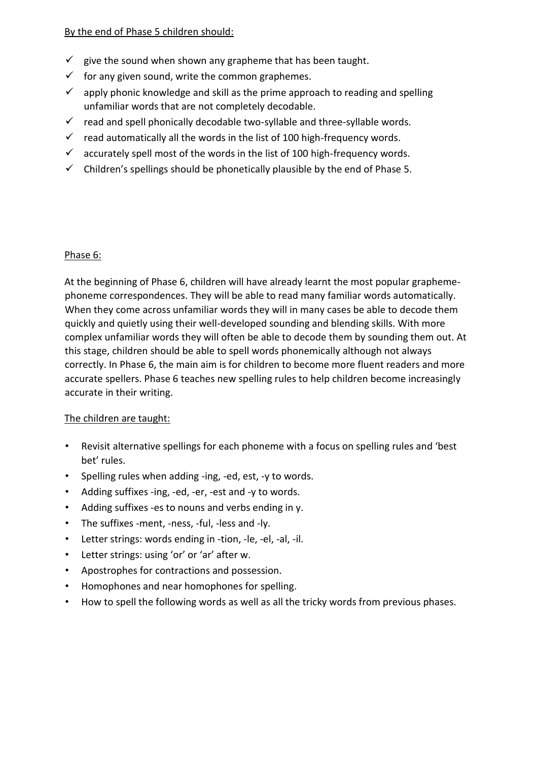By the end of Phase 5 children should:

- ✓ give the sound when shown any grapheme that has been taught.
- ✓ for any given sound, write the common graphemes.
- ✓ apply phonic knowledge and skill as the prime approach to reading and spelling unfamiliar words that are not completely decodable.
- ✓ read and spell phonically decodable two-syllable and three-syllable words.
- ✓ read automatically all the words in the list of 100 high-frequency words.
- ✓ accurately spell most of the words in the list of 100 high-frequency words.
- ✓ Children's spellings should be phonetically plausible by the end of Phase 5.

Phase 6:

At the beginning of Phase 6, children will have already learnt the most popular grapheme-phoneme correspondences. They will be able to read many familiar words automatically. When they come across unfamiliar words they will in many cases be able to decode them quickly and quietly using their well-developed sounding and blending skills. With more complex unfamiliar words they will often be able to decode them by sounding them out. At this stage, children should be able to spell words phonemically although not always correctly. In Phase 6, the main aim is for children to become more fluent readers and more accurate spellers. Phase 6 teaches new spelling rules to help children become increasingly accurate in their writing.

The children are taught:

- Revisit alternative spellings for each phoneme with a focus on spelling rules and 'best bet' rules.
- Spelling rules when adding -ing, -ed, est, -y to words.
- Adding suffixes -ing, -ed, -er, -est and -y to words.
- Adding suffixes -es to nouns and verbs ending in y.
- The suffixes -ment, -ness, -ful, -less and -ly.
- Letter strings: words ending in -tion, -le, -el, -al, -il.
- Letter strings: using 'or' or 'ar' after w.
- Apostrophes for contractions and possession.
- Homophones and near homophones for spelling.
- How to spell the following words as well as all the tricky words from previous phases.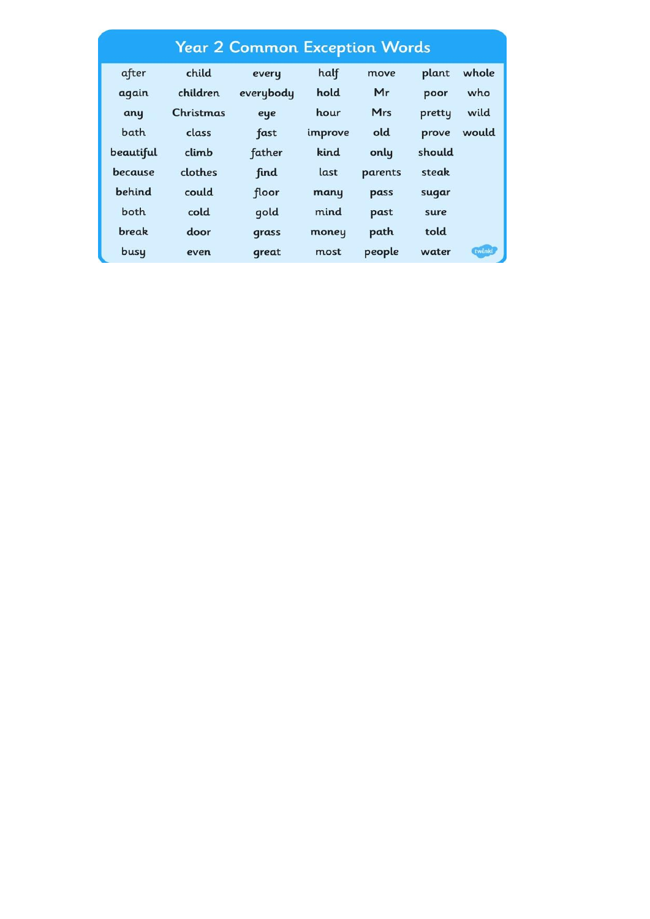## Year 2 Common Exception Words

| | | | | | | |
|---|---|---|---|---|---|---|
| after | child | every | half | move | plant | whole |
| again | children | everybody | hold | Mr | poor | who |
| any | Christmas | eye | hour | Mrs | pretty | wild |
| bath | class | fast | improve | old | prove | would |
| beautiful | climb | father | kind | only | should | |
| because | clothes | find | last | parents | steak | |
| behind | could | floor | many | pass | sugar | |
| both | cold | gold | mind | past | sure | |
| break | door | grass | money | path | told | |
| busy | even | great | most | people | water | |